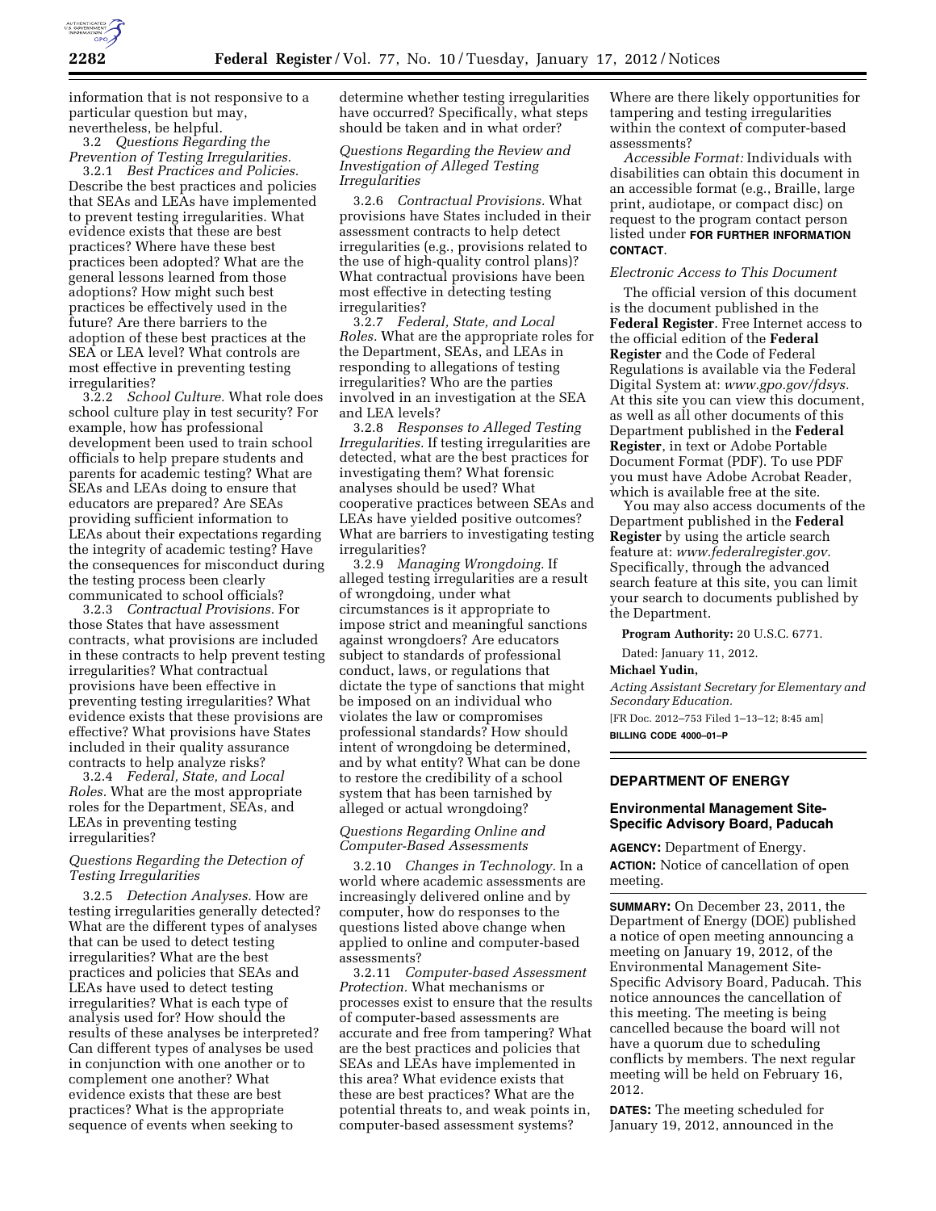information that is not responsive to a particular question but may, nevertheless, be helpful.

3.2 *Questions Regarding the Prevention of Testing Irregularities.*

3.2.1 *Best Practices and Policies.* Describe the best practices and policies that SEAs and LEAs have implemented to prevent testing irregularities. What evidence exists that these are best practices? Where have these best practices been adopted? What are the general lessons learned from those adoptions? How might such best practices be effectively used in the future? Are there barriers to the adoption of these best practices at the SEA or LEA level? What controls are most effective in preventing testing irregularities?

3.2.2 *School Culture.* What role does school culture play in test security? For example, how has professional development been used to train school officials to help prepare students and parents for academic testing? What are SEAs and LEAs doing to ensure that educators are prepared? Are SEAs providing sufficient information to LEAs about their expectations regarding the integrity of academic testing? Have the consequences for misconduct during the testing process been clearly communicated to school officials?

3.2.3 *Contractual Provisions.* For those States that have assessment contracts, what provisions are included in these contracts to help prevent testing irregularities? What contractual provisions have been effective in preventing testing irregularities? What evidence exists that these provisions are effective? What provisions have States included in their quality assurance contracts to help analyze risks?

3.2.4 *Federal, State, and Local Roles.* What are the most appropriate roles for the Department, SEAs, and LEAs in preventing testing irregularities?

*Questions Regarding the Detection of Testing Irregularities*

3.2.5 *Detection Analyses.* How are testing irregularities generally detected? What are the different types of analyses that can be used to detect testing irregularities? What are the best practices and policies that SEAs and LEAs have used to detect testing irregularities? What is each type of analysis used for? How should the results of these analyses be interpreted? Can different types of analyses be used in conjunction with one another or to complement one another? What evidence exists that these are best practices? What is the appropriate sequence of events when seeking to determine whether testing irregularities have occurred? Specifically, what steps should be taken and in what order?

*Questions Regarding the Review and Investigation of Alleged Testing Irregularities*

3.2.6 *Contractual Provisions.* What provisions have States included in their assessment contracts to help detect irregularities (e.g., provisions related to the use of high-quality control plans)? What contractual provisions have been most effective in detecting testing irregularities?

3.2.7 *Federal, State, and Local Roles.* What are the appropriate roles for the Department, SEAs, and LEAs in responding to allegations of testing irregularities? Who are the parties involved in an investigation at the SEA and LEA levels?

3.2.8 *Responses to Alleged Testing Irregularities.* If testing irregularities are detected, what are the best practices for investigating them? What forensic analyses should be used? What cooperative practices between SEAs and LEAs have yielded positive outcomes? What are barriers to investigating testing irregularities?

3.2.9 *Managing Wrongdoing.* If alleged testing irregularities are a result of wrongdoing, under what circumstances is it appropriate to impose strict and meaningful sanctions against wrongdoers? Are educators subject to standards of professional conduct, laws, or regulations that dictate the type of sanctions that might be imposed on an individual who violates the law or compromises professional standards? How should intent of wrongdoing be determined, and by what entity? What can be done to restore the credibility of a school system that has been tarnished by alleged or actual wrongdoing?

*Questions Regarding Online and Computer-Based Assessments*

3.2.10 *Changes in Technology.* In a world where academic assessments are increasingly delivered online and by computer, how do responses to the questions listed above change when applied to online and computer-based assessments?

3.2.11 *Computer-based Assessment Protection.* What mechanisms or processes exist to ensure that the results of computer-based assessments are accurate and free from tampering? What are the best practices and policies that SEAs and LEAs have implemented in this area? What evidence exists that these are best practices? What are the potential threats to, and weak points in, computer-based assessment systems? Where are there likely opportunities for tampering and testing irregularities within the context of computer-based assessments?

*Accessible Format:* Individuals with disabilities can obtain this document in an accessible format (e.g., Braille, large print, audiotape, or compact disc) on request to the program contact person listed under **FOR FURTHER INFORMATION CONTACT**.

*Electronic Access to This Document*

The official version of this document is the document published in the **Federal Register**. Free Internet access to the official edition of the **Federal Register** and the Code of Federal Regulations is available via the Federal Digital System at: *www.gpo.gov/fdsys.* At this site you can view this document, as well as all other documents of this Department published in the **Federal Register**, in text or Adobe Portable Document Format (PDF). To use PDF you must have Adobe Acrobat Reader, which is available free at the site.

You may also access documents of the Department published in the **Federal Register** by using the article search feature at: *www.federalregister.gov.* Specifically, through the advanced search feature at this site, you can limit your search to documents published by the Department.

**Program Authority:** 20 U.S.C. 6771.

Dated: January 11, 2012.

**Michael Yudin,**

*Acting Assistant Secretary for Elementary and Secondary Education.*

[FR Doc. 2012–753 Filed 1–13–12; 8:45 am]

**BILLING CODE 4000–01–P**

## DEPARTMENT OF ENERGY

### Environmental Management Site-Specific Advisory Board, Paducah

**AGENCY:** Department of Energy.

**ACTION:** Notice of cancellation of open meeting.

**SUMMARY:** On December 23, 2011, the Department of Energy (DOE) published a notice of open meeting announcing a meeting on January 19, 2012, of the Environmental Management Site-Specific Advisory Board, Paducah. This notice announces the cancellation of this meeting. The meeting is being cancelled because the board will not have a quorum due to scheduling conflicts by members. The next regular meeting will be held on February 16, 2012.

**DATES:** The meeting scheduled for January 19, 2012, announced in the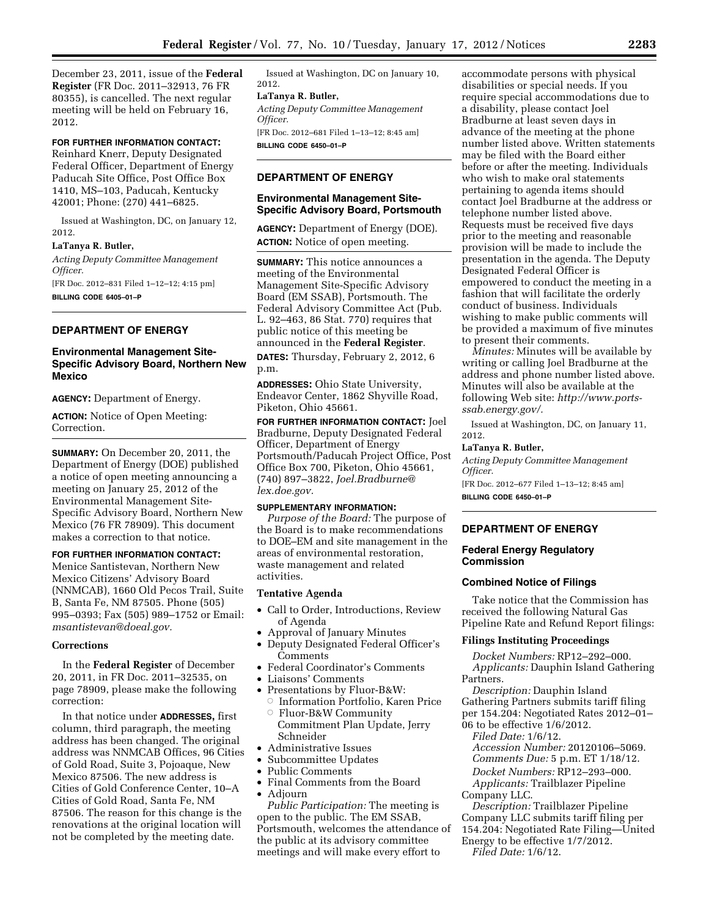December 23, 2011, issue of the **Federal Register** (FR Doc. 2011–32913, 76 FR 80355), is cancelled. The next regular meeting will be held on February 16, 2012.

**FOR FURTHER INFORMATION CONTACT:** Reinhard Knerr, Deputy Designated Federal Officer, Department of Energy Paducah Site Office, Post Office Box 1410, MS–103, Paducah, Kentucky 42001; Phone: (270) 441–6825.

Issued at Washington, DC, on January 12, 2012.

**LaTanya R. Butler,**

*Acting Deputy Committee Management Officer.*

[FR Doc. 2012–831 Filed 1–12–12; 4:15 pm]

**BILLING CODE 6405–01–P**

## DEPARTMENT OF ENERGY

### Environmental Management Site-Specific Advisory Board, Northern New Mexico

**AGENCY:** Department of Energy.

**ACTION:** Notice of Open Meeting: Correction.

**SUMMARY:** On December 20, 2011, the Department of Energy (DOE) published a notice of open meeting announcing a meeting on January 25, 2012 of the Environmental Management Site-Specific Advisory Board, Northern New Mexico (76 FR 78909). This document makes a correction to that notice.

**FOR FURTHER INFORMATION CONTACT:** Menice Santistevan, Northern New Mexico Citizens' Advisory Board (NNMCAB), 1660 Old Pecos Trail, Suite B, Santa Fe, NM 87505. Phone (505) 995–0393; Fax (505) 989–1752 or Email: *msantistevan@doeal.gov.*

#### Corrections

In the **Federal Register** of December 20, 2011, in FR Doc. 2011–32535, on page 78909, please make the following correction:

In that notice under **ADDRESSES,** first column, third paragraph, the meeting address has been changed. The original address was NNMCAB Offices, 96 Cities of Gold Road, Suite 3, Pojoaque, New Mexico 87506. The new address is Cities of Gold Conference Center, 10–A Cities of Gold Road, Santa Fe, NM 87506. The reason for this change is the renovations at the original location will not be completed by the meeting date.

Issued at Washington, DC on January 10, 2012.

**LaTanya R. Butler,**

*Acting Deputy Committee Management Officer.*

[FR Doc. 2012–681 Filed 1–13–12; 8:45 am]

**BILLING CODE 6450–01–P**

## DEPARTMENT OF ENERGY

### Environmental Management Site-Specific Advisory Board, Portsmouth

**AGENCY:** Department of Energy (DOE).

**ACTION:** Notice of open meeting.

**SUMMARY:** This notice announces a meeting of the Environmental Management Site-Specific Advisory Board (EM SSAB), Portsmouth. The Federal Advisory Committee Act (Pub. L. 92–463, 86 Stat. 770) requires that public notice of this meeting be announced in the **Federal Register**.

**DATES:** Thursday, February 2, 2012, 6 p.m.

**ADDRESSES:** Ohio State University, Endeavor Center, 1862 Shyville Road, Piketon, Ohio 45661.

**FOR FURTHER INFORMATION CONTACT:** Joel Bradburne, Deputy Designated Federal Officer, Department of Energy Portsmouth/Paducah Project Office, Post Office Box 700, Piketon, Ohio 45661, (740) 897–3822, *Joel.Bradburne@lex.doe.gov.*

**SUPPLEMENTARY INFORMATION:**

*Purpose of the Board:* The purpose of the Board is to make recommendations to DOE–EM and site management in the areas of environmental restoration, waste management and related activities.

#### Tentative Agenda

- Call to Order, Introductions, Review of Agenda
- Approval of January Minutes
- Deputy Designated Federal Officer's Comments
- Federal Coordinator's Comments
- Liaisons' Comments
- Presentations by Fluor-B&W:
  - Information Portfolio, Karen Price
  - Fluor-B&W Community Commitment Plan Update, Jerry Schneider
- Administrative Issues
- Subcommittee Updates
- Public Comments
- Final Comments from the Board
- Adjourn

*Public Participation:* The meeting is open to the public. The EM SSAB, Portsmouth, welcomes the attendance of the public at its advisory committee meetings and will make every effort to accommodate persons with physical disabilities or special needs. If you require special accommodations due to a disability, please contact Joel Bradburne at least seven days in advance of the meeting at the phone number listed above. Written statements may be filed with the Board either before or after the meeting. Individuals who wish to make oral statements pertaining to agenda items should contact Joel Bradburne at the address or telephone number listed above. Requests must be received five days prior to the meeting and reasonable provision will be made to include the presentation in the agenda. The Deputy Designated Federal Officer is empowered to conduct the meeting in a fashion that will facilitate the orderly conduct of business. Individuals wishing to make public comments will be provided a maximum of five minutes to present their comments.

*Minutes:* Minutes will be available by writing or calling Joel Bradburne at the address and phone number listed above. Minutes will also be available at the following Web site: *http://www.ports-ssab.energy.gov/.*

Issued at Washington, DC, on January 11, 2012.

**LaTanya R. Butler,**

*Acting Deputy Committee Management Officer.*

[FR Doc. 2012–677 Filed 1–13–12; 8:45 am]

**BILLING CODE 6450–01–P**

## DEPARTMENT OF ENERGY

### Federal Energy Regulatory Commission

#### Combined Notice of Filings

Take notice that the Commission has received the following Natural Gas Pipeline Rate and Refund Report filings:

#### Filings Instituting Proceedings

*Docket Numbers:* RP12–292–000.
*Applicants:* Dauphin Island Gathering Partners.
*Description:* Dauphin Island Gathering Partners submits tariff filing per 154.204: Negotiated Rates 2012–01–06 to be effective 1/6/2012.
*Filed Date:* 1/6/12.
*Accession Number:* 20120106–5069.
*Comments Due:* 5 p.m. ET 1/18/12.

*Docket Numbers:* RP12–293–000.
*Applicants:* Trailblazer Pipeline Company LLC.
*Description:* Trailblazer Pipeline Company LLC submits tariff filing per 154.204: Negotiated Rate Filing—United Energy to be effective 1/7/2012.
*Filed Date:* 1/6/12.